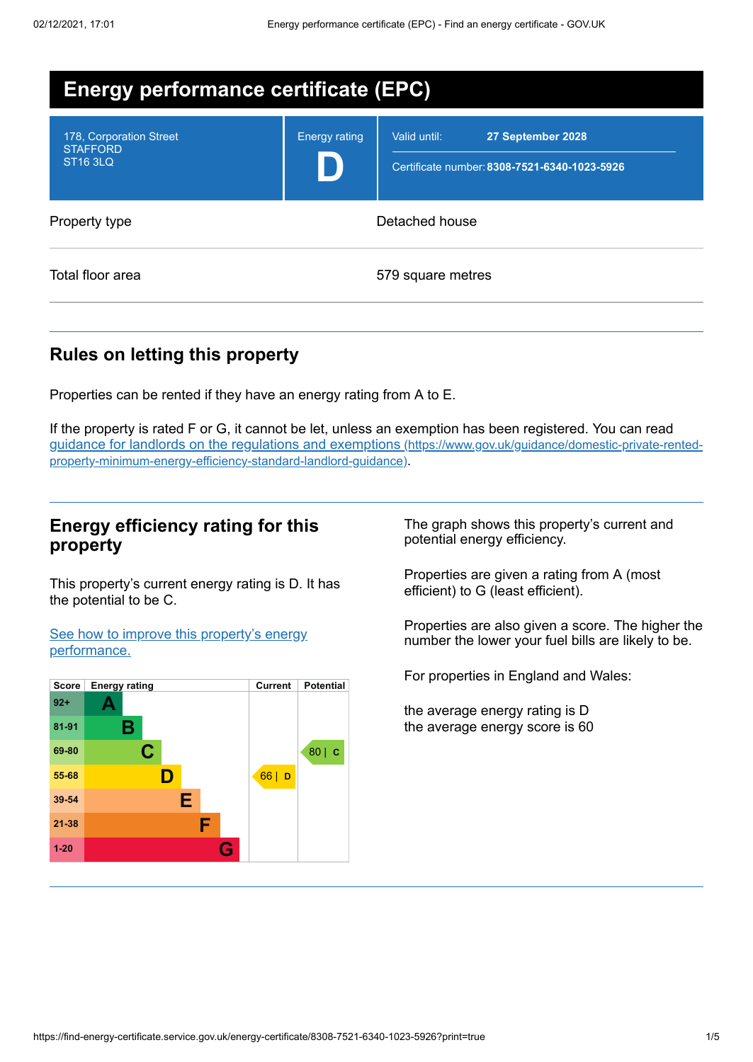# Energy performance certificate (EPC)

| 178, Corporation Street<br>STAFFORD<br>ST16 3LQ | Energy rating<br>**D** | Valid until: **27 September 2028**<br>Certificate number: **8308-7521-6340-1023-5926** |
|---|---|---|

| Property type | Detached house |
|---|---|
| Total floor area | 579 square metres |

## Rules on letting this property

Properties can be rented if they have an energy rating from A to E.

If the property is rated F or G, it cannot be let, unless an exemption has been registered. You can read guidance for landlords on the regulations and exemptions (https://www.gov.uk/guidance/domestic-private-rented-property-minimum-energy-efficiency-standard-landlord-guidance).

## Energy efficiency rating for this property

This property's current energy rating is D. It has the potential to be C.

See how to improve this property's energy performance.

| Score | Energy rating | Current | Potential |
|---|---|---|---|
| 92+ | A | | |
| 81-91 | B | | |
| 69-80 | C | | 80 \| C |
| 55-68 | D | 66 \| D | |
| 39-54 | E | | |
| 21-38 | F | | |
| 1-20 | G | | |

The graph shows this property's current and potential energy efficiency.

Properties are given a rating from A (most efficient) to G (least efficient).

Properties are also given a score. The higher the number the lower your fuel bills are likely to be.

For properties in England and Wales:

the average energy rating is D
the average energy score is 60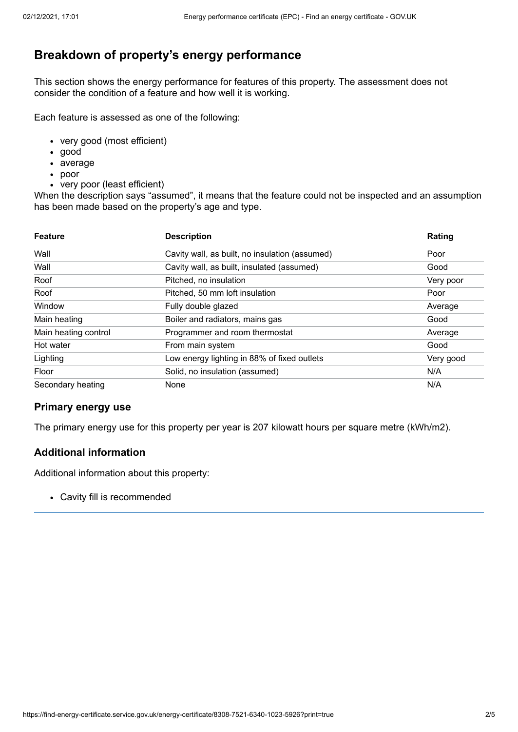## Breakdown of property's energy performance

This section shows the energy performance for features of this property. The assessment does not consider the condition of a feature and how well it is working.

Each feature is assessed as one of the following:

- very good (most efficient)
- good
- average
- poor
- very poor (least efficient)

When the description says "assumed", it means that the feature could not be inspected and an assumption has been made based on the property's age and type.

| Feature | Description | Rating |
|---|---|---|
| Wall | Cavity wall, as built, no insulation (assumed) | Poor |
| Wall | Cavity wall, as built, insulated (assumed) | Good |
| Roof | Pitched, no insulation | Very poor |
| Roof | Pitched, 50 mm loft insulation | Poor |
| Window | Fully double glazed | Average |
| Main heating | Boiler and radiators, mains gas | Good |
| Main heating control | Programmer and room thermostat | Average |
| Hot water | From main system | Good |
| Lighting | Low energy lighting in 88% of fixed outlets | Very good |
| Floor | Solid, no insulation (assumed) | N/A |
| Secondary heating | None | N/A |

### Primary energy use

The primary energy use for this property per year is 207 kilowatt hours per square metre (kWh/m2).

### Additional information

Additional information about this property:

- Cavity fill is recommended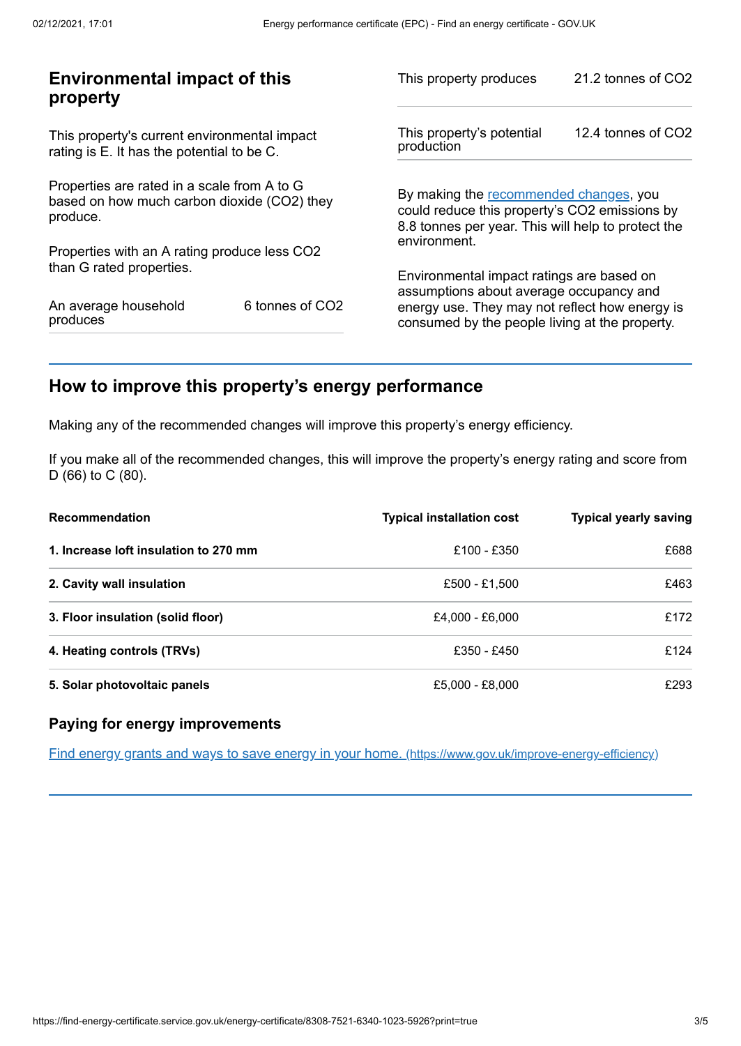## Environmental impact of this property

This property's current environmental impact rating is E. It has the potential to be C.

Properties are rated in a scale from A to G based on how much carbon dioxide ($CO_2$) they produce.

Properties with an A rating produce less $CO_2$ than G rated properties.

| | |
|---|---|
| An average household produces | 6 tonnes of $CO_2$ |

| | |
|---|---|
| This property produces | 21.2 tonnes of $CO_2$ |
| This property's potential production | 12.4 tonnes of $CO_2$ |

By making the recommended changes, you could reduce this property's $CO_2$ emissions by 8.8 tonnes per year. This will help to protect the environment.

Environmental impact ratings are based on assumptions about average occupancy and energy use. They may not reflect how energy is consumed by the people living at the property.

## How to improve this property's energy performance

Making any of the recommended changes will improve this property's energy efficiency.

If you make all of the recommended changes, this will improve the property's energy rating and score from D (66) to C (80).

| Recommendation | Typical installation cost | Typical yearly saving |
|---|---|---|
| **1. Increase loft insulation to 270 mm** | £100 - £350 | £688 |
| **2. Cavity wall insulation** | £500 - £1,500 | £463 |
| **3. Floor insulation (solid floor)** | £4,000 - £6,000 | £172 |
| **4. Heating controls (TRVs)** | £350 - £450 | £124 |
| **5. Solar photovoltaic panels** | £5,000 - £8,000 | £293 |

### Paying for energy improvements

[Find energy grants and ways to save energy in your home. (https://www.gov.uk/improve-energy-efficiency)](https://www.gov.uk/improve-energy-efficiency)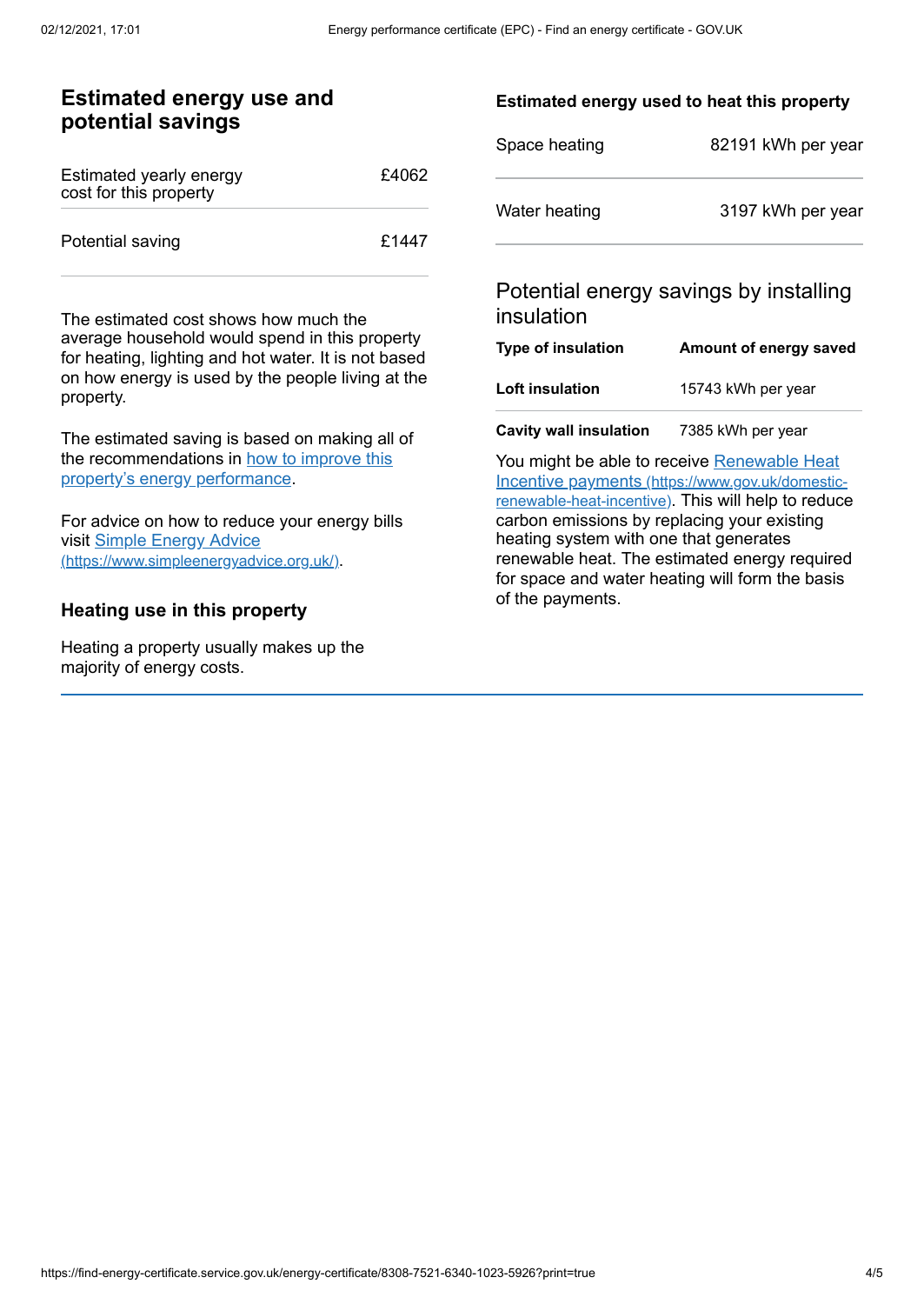## Estimated energy use and potential savings

| | |
|---|---|
| Estimated yearly energy cost for this property | £4062 |
| Potential saving | £1447 |

The estimated cost shows how much the average household would spend in this property for heating, lighting and hot water. It is not based on how energy is used by the people living at the property.

The estimated saving is based on making all of the recommendations in [how to improve this property's energy performance](#).

For advice on how to reduce your energy bills visit [Simple Energy Advice (https://www.simpleenergyadvice.org.uk/)](https://www.simpleenergyadvice.org.uk/).

### Heating use in this property

Heating a property usually makes up the majority of energy costs.

#### Estimated energy used to heat this property

| | |
|---|---|
| Space heating | 82191 kWh per year |
| Water heating | 3197 kWh per year |

### Potential energy savings by installing insulation

| Type of insulation | Amount of energy saved |
|---|---|
| **Loft insulation** | 15743 kWh per year |
| **Cavity wall insulation** | 7385 kWh per year |

You might be able to receive [Renewable Heat Incentive payments (https://www.gov.uk/domestic-renewable-heat-incentive)](https://www.gov.uk/domestic-renewable-heat-incentive). This will help to reduce carbon emissions by replacing your existing heating system with one that generates renewable heat. The estimated energy required for space and water heating will form the basis of the payments.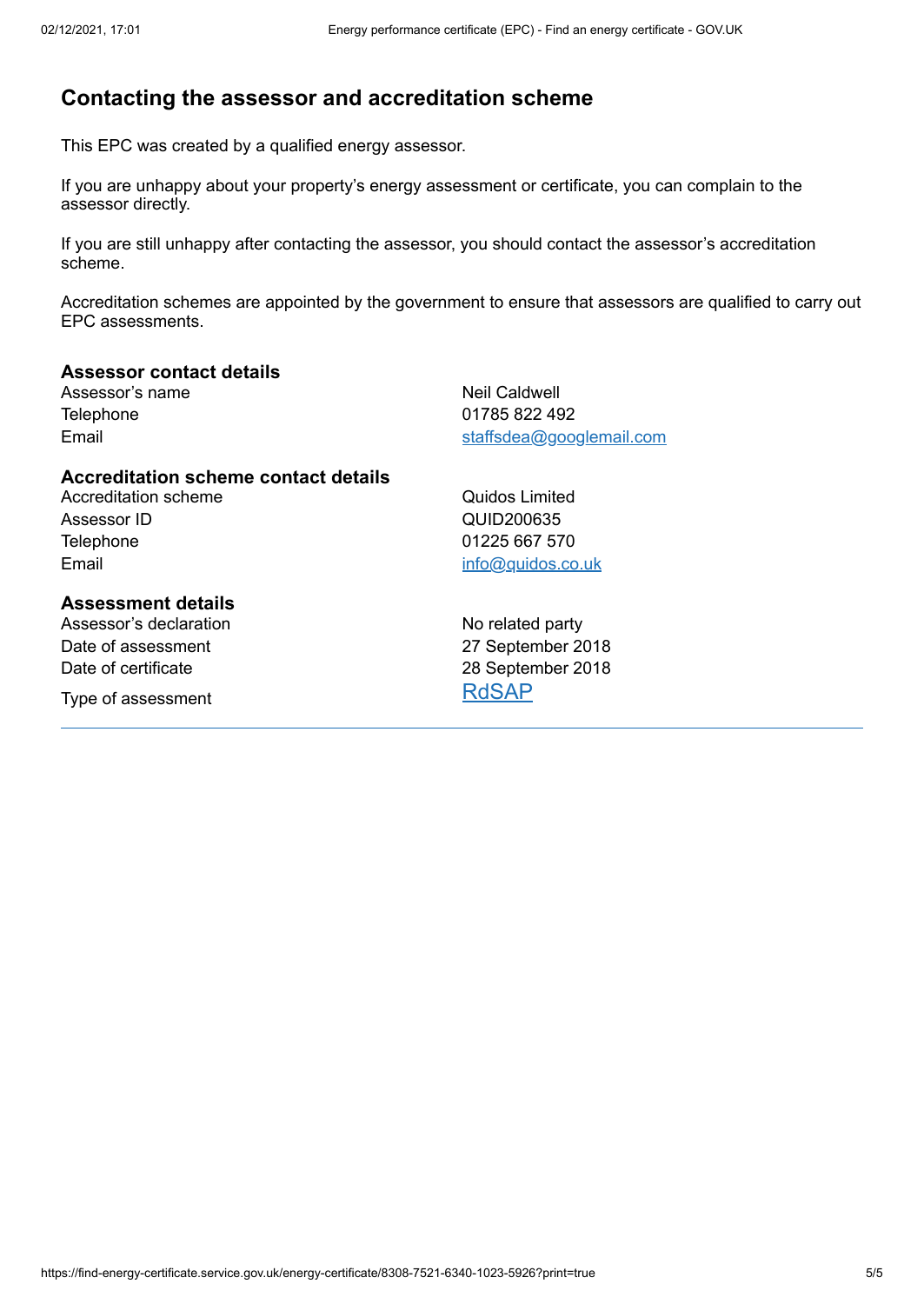## Contacting the assessor and accreditation scheme

This EPC was created by a qualified energy assessor.

If you are unhappy about your property's energy assessment or certificate, you can complain to the assessor directly.

If you are still unhappy after contacting the assessor, you should contact the assessor's accreditation scheme.

Accreditation schemes are appointed by the government to ensure that assessors are qualified to carry out EPC assessments.

### Assessor contact details

| | |
|---|---|
| Assessor's name | Neil Caldwell |
| Telephone | 01785 822 492 |
| Email | staffsdea@googlemail.com |

### Accreditation scheme contact details

| | |
|---|---|
| Accreditation scheme | Quidos Limited |
| Assessor ID | QUID200635 |
| Telephone | 01225 667 570 |
| Email | info@quidos.co.uk |

### Assessment details

| | |
|---|---|
| Assessor's declaration | No related party |
| Date of assessment | 27 September 2018 |
| Date of certificate | 28 September 2018 |
| Type of assessment | RdSAP |